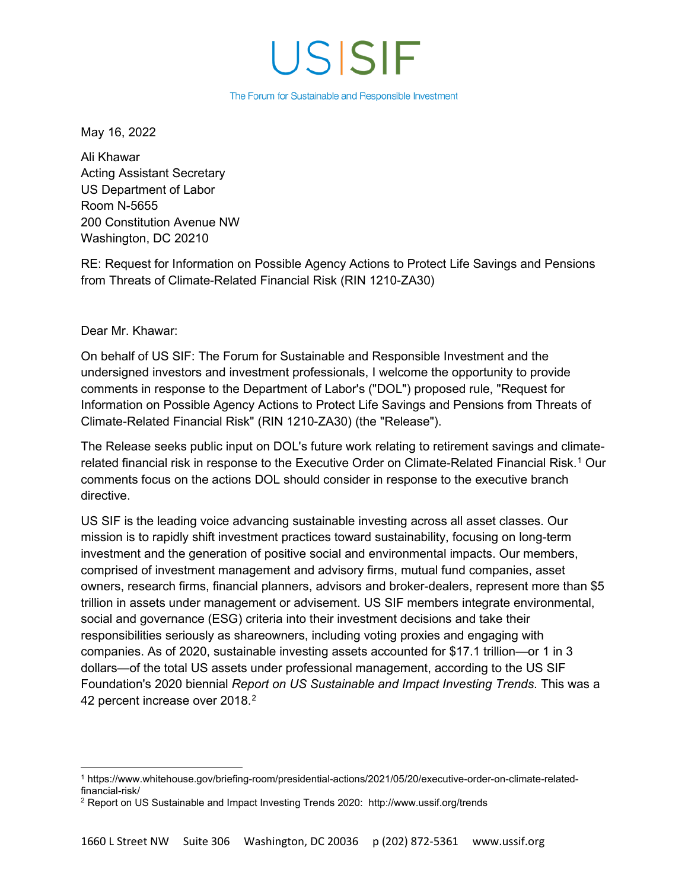# US|SIF

The Forum for Sustainable and Responsible Investment

May 16, 2022

Ali Khawar
Acting Assistant Secretary
US Department of Labor
Room N-5655
200 Constitution Avenue NW
Washington, DC 20210

RE: Request for Information on Possible Agency Actions to Protect Life Savings and Pensions from Threats of Climate-Related Financial Risk (RIN 1210-ZA30)

Dear Mr. Khawar:

On behalf of US SIF: The Forum for Sustainable and Responsible Investment and the undersigned investors and investment professionals, I welcome the opportunity to provide comments in response to the Department of Labor's ("DOL") proposed rule, "Request for Information on Possible Agency Actions to Protect Life Savings and Pensions from Threats of Climate-Related Financial Risk" (RIN 1210-ZA30) (the "Release").

The Release seeks public input on DOL's future work relating to retirement savings and climate-related financial risk in response to the Executive Order on Climate-Related Financial Risk.[1] Our comments focus on the actions DOL should consider in response to the executive branch directive.

US SIF is the leading voice advancing sustainable investing across all asset classes. Our mission is to rapidly shift investment practices toward sustainability, focusing on long-term investment and the generation of positive social and environmental impacts. Our members, comprised of investment management and advisory firms, mutual fund companies, asset owners, research firms, financial planners, advisors and broker-dealers, represent more than $5 trillion in assets under management or advisement. US SIF members integrate environmental, social and governance (ESG) criteria into their investment decisions and take their responsibilities seriously as shareowners, including voting proxies and engaging with companies. As of 2020, sustainable investing assets accounted for $17.1 trillion—or 1 in 3 dollars—of the total US assets under professional management, according to the US SIF Foundation's 2020 biennial *Report on US Sustainable and Impact Investing Trends*. This was a 42 percent increase over 2018.[2]

[1] https://www.whitehouse.gov/briefing-room/presidential-actions/2021/05/20/executive-order-on-climate-related-financial-risk/

[2] Report on US Sustainable and Impact Investing Trends 2020: http://www.ussif.org/trends

1660 L Street NW Suite 306 Washington, DC 20036 p (202) 872-5361 www.ussif.org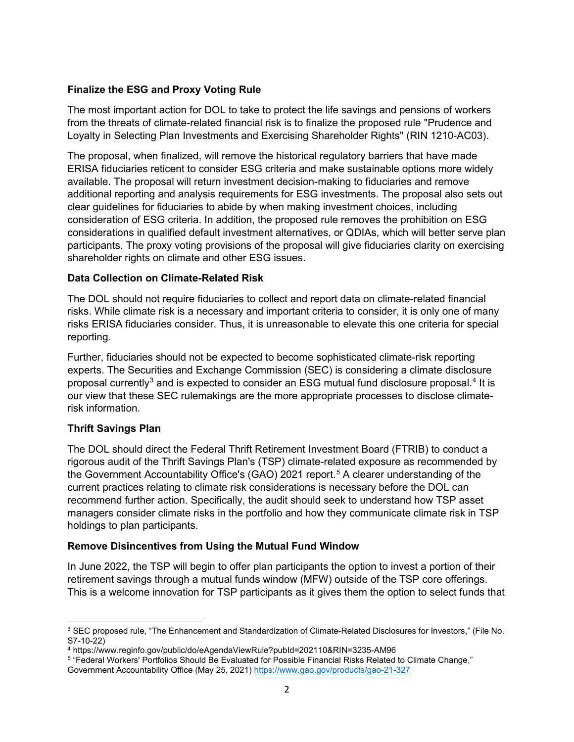**Finalize the ESG and Proxy Voting Rule**

The most important action for DOL to take to protect the life savings and pensions of workers from the threats of climate-related financial risk is to finalize the proposed rule "Prudence and Loyalty in Selecting Plan Investments and Exercising Shareholder Rights" (RIN 1210-AC03).

The proposal, when finalized, will remove the historical regulatory barriers that have made ERISA fiduciaries reticent to consider ESG criteria and make sustainable options more widely available. The proposal will return investment decision-making to fiduciaries and remove additional reporting and analysis requirements for ESG investments. The proposal also sets out clear guidelines for fiduciaries to abide by when making investment choices, including consideration of ESG criteria. In addition, the proposed rule removes the prohibition on ESG considerations in qualified default investment alternatives, or QDIAs, which will better serve plan participants. The proxy voting provisions of the proposal will give fiduciaries clarity on exercising shareholder rights on climate and other ESG issues.

**Data Collection on Climate-Related Risk**

The DOL should not require fiduciaries to collect and report data on climate-related financial risks. While climate risk is a necessary and important criteria to consider, it is only one of many risks ERISA fiduciaries consider. Thus, it is unreasonable to elevate this one criteria for special reporting.

Further, fiduciaries should not be expected to become sophisticated climate-risk reporting experts. The Securities and Exchange Commission (SEC) is considering a climate disclosure proposal currently[3] and is expected to consider an ESG mutual fund disclosure proposal.[4] It is our view that these SEC rulemakings are the more appropriate processes to disclose climate-risk information.

**Thrift Savings Plan**

The DOL should direct the Federal Thrift Retirement Investment Board (FTRIB) to conduct a rigorous audit of the Thrift Savings Plan's (TSP) climate-related exposure as recommended by the Government Accountability Office's (GAO) 2021 report.[5] A clearer understanding of the current practices relating to climate risk considerations is necessary before the DOL can recommend further action. Specifically, the audit should seek to understand how TSP asset managers consider climate risks in the portfolio and how they communicate climate risk in TSP holdings to plan participants.

**Remove Disincentives from Using the Mutual Fund Window**

In June 2022, the TSP will begin to offer plan participants the option to invest a portion of their retirement savings through a mutual funds window (MFW) outside of the TSP core offerings. This is a welcome innovation for TSP participants as it gives them the option to select funds that

---

[3] SEC proposed rule, "The Enhancement and Standardization of Climate-Related Disclosures for Investors," (File No. S7-10-22)

[4] https://www.reginfo.gov/public/do/eAgendaViewRule?pubId=202110&RIN=3235-AM96

[5] "Federal Workers' Portfolios Should Be Evaluated for Possible Financial Risks Related to Climate Change," Government Accountability Office (May 25, 2021) https://www.gao.gov/products/gao-21-327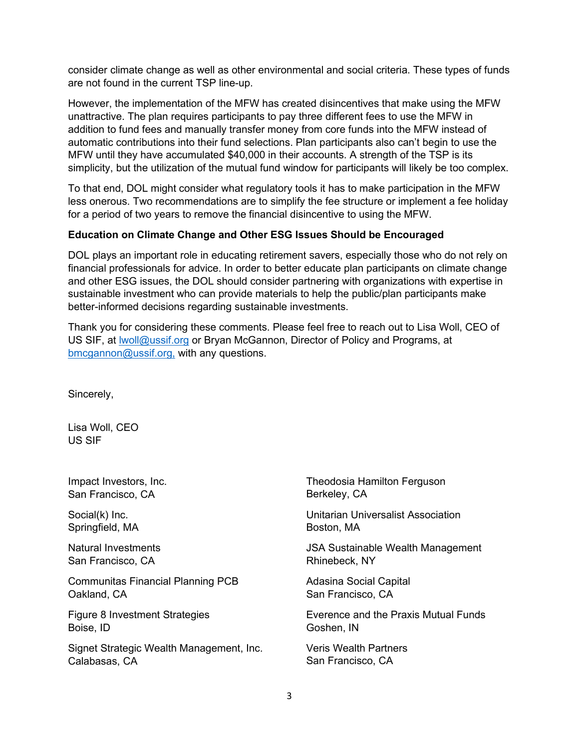consider climate change as well as other environmental and social criteria. These types of funds are not found in the current TSP line-up.

However, the implementation of the MFW has created disincentives that make using the MFW unattractive. The plan requires participants to pay three different fees to use the MFW in addition to fund fees and manually transfer money from core funds into the MFW instead of automatic contributions into their fund selections. Plan participants also can't begin to use the MFW until they have accumulated $40,000 in their accounts. A strength of the TSP is its simplicity, but the utilization of the mutual fund window for participants will likely be too complex.

To that end, DOL might consider what regulatory tools it has to make participation in the MFW less onerous. Two recommendations are to simplify the fee structure or implement a fee holiday for a period of two years to remove the financial disincentive to using the MFW.

**Education on Climate Change and Other ESG Issues Should be Encouraged**

DOL plays an important role in educating retirement savers, especially those who do not rely on financial professionals for advice. In order to better educate plan participants on climate change and other ESG issues, the DOL should consider partnering with organizations with expertise in sustainable investment who can provide materials to help the public/plan participants make better-informed decisions regarding sustainable investments.

Thank you for considering these comments. Please feel free to reach out to Lisa Woll, CEO of US SIF, at lwoll@ussif.org or Bryan McGannon, Director of Policy and Programs, at bmcgannon@ussif.org, with any questions.

Sincerely,

Lisa Woll, CEO
US SIF

Impact Investors, Inc.
San Francisco, CA

Social(k) Inc.
Springfield, MA

Natural Investments
San Francisco, CA

Communitas Financial Planning PCB
Oakland, CA

Figure 8 Investment Strategies
Boise, ID

Signet Strategic Wealth Management, Inc.
Calabasas, CA

Theodosia Hamilton Ferguson
Berkeley, CA

Unitarian Universalist Association
Boston, MA

JSA Sustainable Wealth Management
Rhinebeck, NY

Adasina Social Capital
San Francisco, CA

Everence and the Praxis Mutual Funds
Goshen, IN

Veris Wealth Partners
San Francisco, CA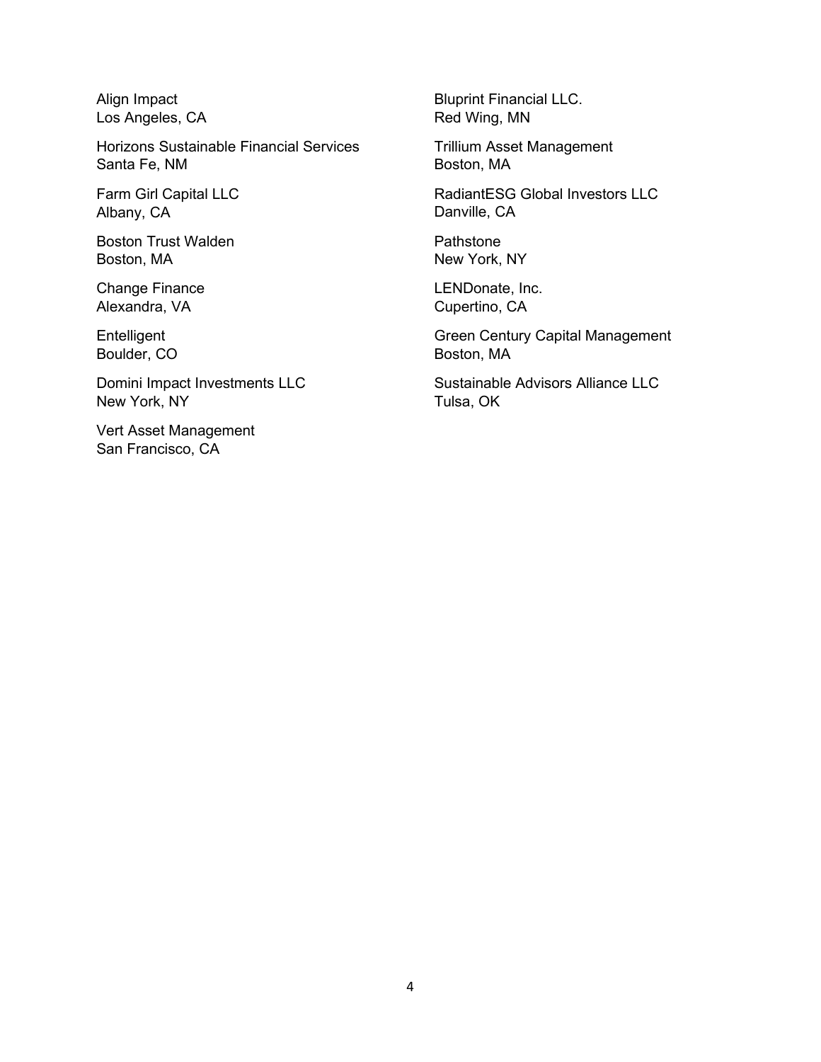Align Impact
Los Angeles, CA

Horizons Sustainable Financial Services
Santa Fe, NM

Farm Girl Capital LLC
Albany, CA

Boston Trust Walden
Boston, MA

Change Finance
Alexandra, VA

Entelligent
Boulder, CO

Domini Impact Investments LLC
New York, NY

Vert Asset Management
San Francisco, CA

Bluprint Financial LLC.
Red Wing, MN

Trillium Asset Management
Boston, MA

RadiantESG Global Investors LLC
Danville, CA

Pathstone
New York, NY

LENDonate, Inc.
Cupertino, CA

Green Century Capital Management
Boston, MA

Sustainable Advisors Alliance LLC
Tulsa, OK